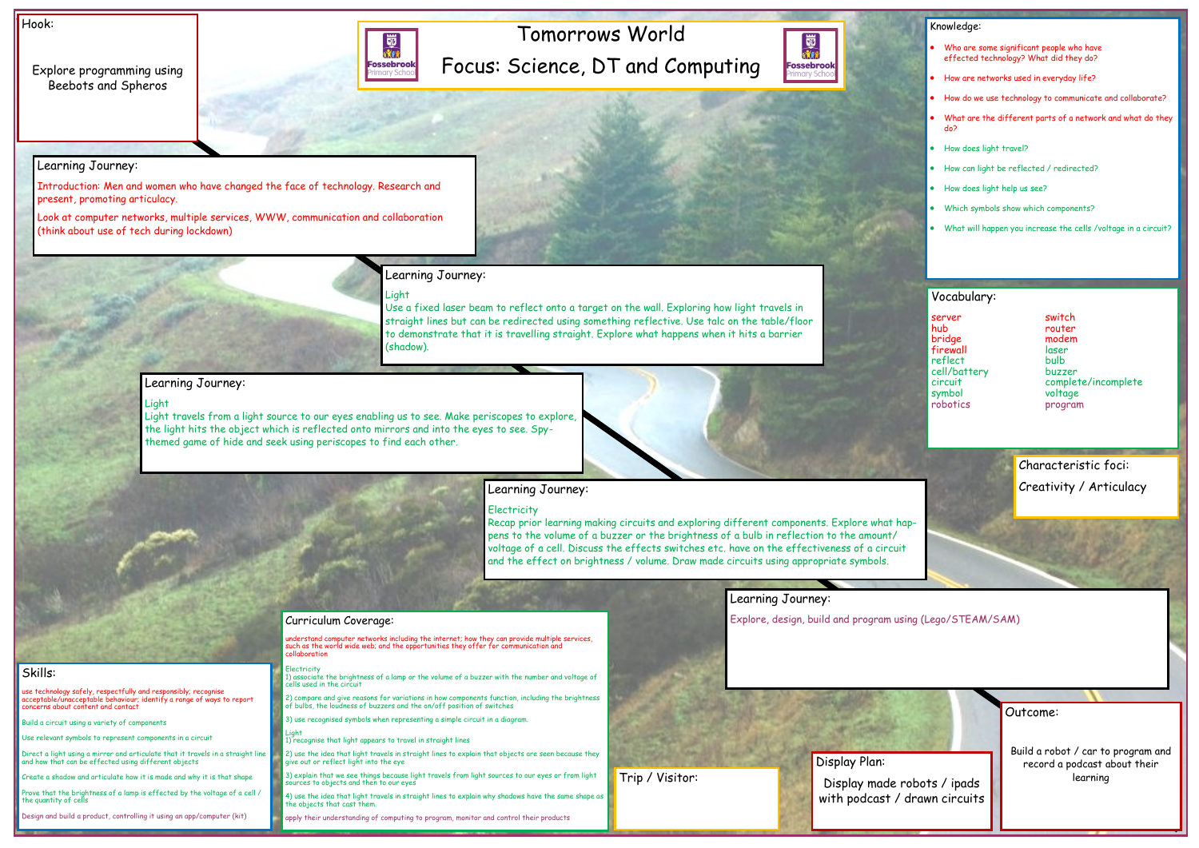# Tomorrows World

## Focus: Science, DT and Computing

### Hook:

Explore programming using Beebots and Spheros

### Learning Journey:

Introduction: Men and women who have changed the face of technology. Research and present, promoting articulacy.

Look at computer networks, multiple services, WWW, communication and collaboration (think about use of tech during lockdown)

### Learning Journey:

Light

Use a fixed laser beam to reflect onto a target on the wall. Exploring how light travels in straight lines but can be redirected using something reflective. Use talc on the table/floor to demonstrate that it is travelling straight. Explore what happens when it hits a barrier (shadow).

### Learning Journey:

Light

Light travels from a light source to our eyes enabling us to see. Make periscopes to explore, the light hits the object which is reflected onto mirrors and into the eyes to see. Spy-themed game of hide and seek using periscopes to find each other.

### Learning Journey:

Electricity

Recap prior learning making circuits and exploring different components. Explore what happens to the volume of a buzzer or the brightness of a bulb in reflection to the amount/ voltage of a cell. Discuss the effects switches etc. have on the effectiveness of a circuit and the effect on brightness / volume. Draw made circuits using appropriate symbols.

### Learning Journey:

Explore, design, build and program using (Lego/STEAM/SAM)

### Knowledge:

- Who are some significant people who have effected technology? What did they do?
- How are networks used in everyday life?
- How do we use technology to communicate and collaborate?
- What are the different parts of a network and what do they do?
- How does light travel?
- How can light be reflected / redirected?
- How does light help us see?
- Which symbols show which components?
- What will happen you increase the cells /voltage in a circuit?

### Vocabulary:

| | |
|---|---|
| server | switch |
| hub | router |
| bridge | modem |
| firewall | laser |
| reflect | bulb |
| cell/battery | buzzer |
| circuit | complete/incomplete |
| symbol | voltage |
| robotics | program |

### Characteristic foci:

Creativity / Articulacy

### Skills:

use technology safely, respectfully and responsibly; recognise acceptable/unacceptable behaviour; identify a range of ways to report concerns about content and contact

Build a circuit using a variety of components

Use relevant symbols to represent components in a circuit

Direct a light using a mirror and articulate that it travels in a straight line and how that can be effected using different objects

Create a shadow and articulate how it is made and why it is that shape

Prove that the brightness of a lamp is effected by the voltage of a cell / the quantity of cells

Design and build a product, controlling it using an app/computer (kit)

### Curriculum Coverage:

understand computer networks including the internet; how they can provide multiple services, such as the world wide web; and the opportunities they offer for communication and collaboration

Electricity

1) associate the brightness of a lamp or the volume of a buzzer with the number and voltage of cells used in the circuit

2) compare and give reasons for variations in how components function, including the brightness of bulbs, the loudness of buzzers and the on/off position of switches

3) use recognised symbols when representing a simple circuit in a diagram.

Light

1) recognise that light appears to travel in straight lines

2) use the idea that light travels in straight lines to explain that objects are seen because they give out or reflect light into the eye

3) explain that we see things because light travels from light sources to our eyes or from light sources to objects and then to our eyes

4) use the idea that light travels in straight lines to explain why shadows have the same shape as the objects that cast them.

apply their understanding of computing to program, monitor and control their products

### Trip / Visitor:

### Display Plan:

Display made robots / ipads with podcast / drawn circuits

### Outcome:

Build a robot / car to program and record a podcast about their learning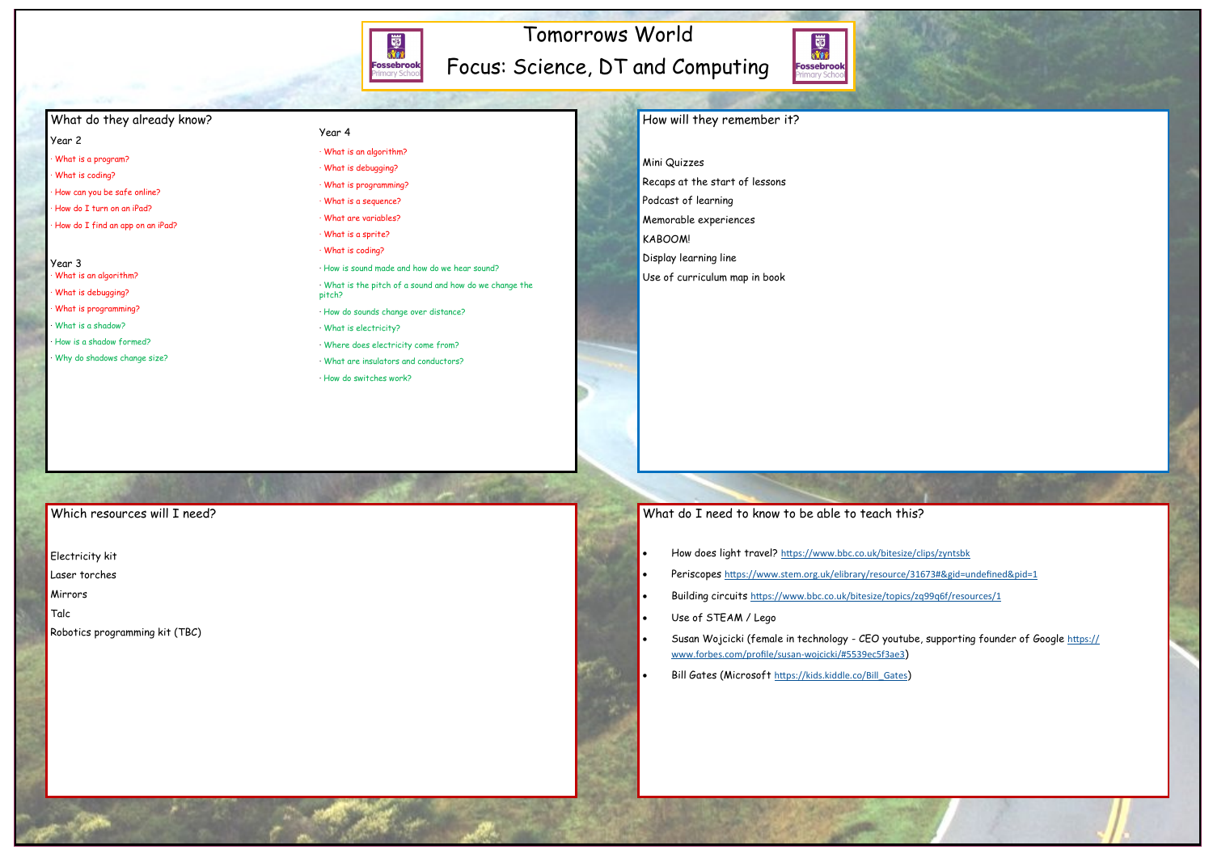# Tomorrows World

## Focus: Science, DT and Computing

## What do they already know?

### Year 2

- What is a program?
- What is coding?
- How can you be safe online?
- How do I turn on an iPad?
- How do I find an app on an iPad?

### Year 3

- What is an algorithm?
- What is debugging?
- What is programming?
- What is a shadow?
- How is a shadow formed?
- Why do shadows change size?

### Year 4

- What is an algorithm?
- What is debugging?
- What is programming?
- What is a sequence?
- What are variables?
- What is a sprite?
- What is coding?
- How is sound made and how do we hear sound?
- What is the pitch of a sound and how do we change the pitch?
- How do sounds change over distance?
- What is electricity?
- Where does electricity come from?
- What are insulators and conductors?
- How do switches work?

## How will they remember it?

Mini Quizzes

Recaps at the start of lessons

Podcast of learning

Memorable experiences

KABOOM!

Display learning line

Use of curriculum map in book

## Which resources will I need?

Electricity kit

Laser torches

Mirrors

Talc

Robotics programming kit (TBC)

## What do I need to know to be able to teach this?

- How does light travel? https://www.bbc.co.uk/bitesize/clips/zyntsbk
- Periscopes https://www.stem.org.uk/elibrary/resource/31673#&gid=undefined&pid=1
- Building circuits https://www.bbc.co.uk/bitesize/topics/zq99q6f/resources/1
- Use of STEAM / Lego
- Susan Wojcicki (female in technology - CEO youtube, supporting founder of Google https://www.forbes.com/profile/susan-wojcicki/#5539ec5f3ae3)
- Bill Gates (Microsoft https://kids.kiddle.co/Bill_Gates)